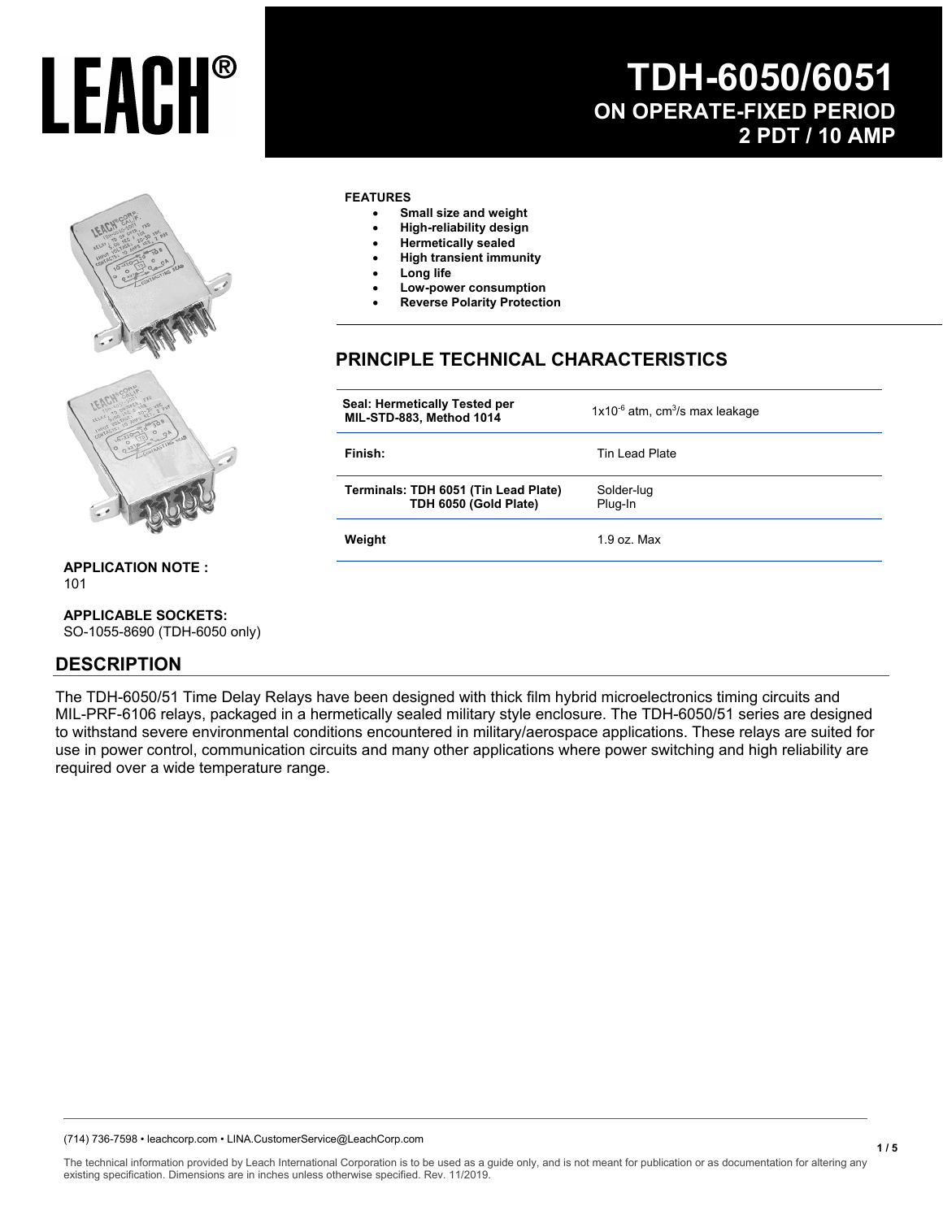# LEACH®

# TDH-6050/6051
## ON OPERATE-FIXED PERIOD
## 2 PDT / 10 AMP

**FEATURES**

- **Small size and weight**
- **High-reliability design**
- **Hermetically sealed**
- **High transient immunity**
- **Long life**
- **Low-power consumption**
- **Reverse Polarity Protection**

## PRINCIPLE TECHNICAL CHARACTERISTICS

| | |
|---|---|
| **Seal: Hermetically Tested per MIL-STD-883, Method 1014** | $1x10^{-6}$ atm, $cm^3/s$ max leakage |
| **Finish:** | Tin Lead Plate |
| **Terminals: TDH 6051 (Tin Lead Plate) TDH 6050 (Gold Plate)** | Solder-lug Plug-In |
| **Weight** | 1.9 oz. Max |

**APPLICATION NOTE :**
101

**APPLICABLE SOCKETS:**
SO-1055-8690 (TDH-6050 only)

## DESCRIPTION

The TDH-6050/51 Time Delay Relays have been designed with thick film hybrid microelectronics timing circuits and MIL-PRF-6106 relays, packaged in a hermetically sealed military style enclosure. The TDH-6050/51 series are designed to withstand severe environmental conditions encountered in military/aerospace applications. These relays are suited for use in power control, communication circuits and many other applications where power switching and high reliability are required over a wide temperature range.

(714) 736-7598 • leachcorp.com • LINA.CustomerService@LeachCorp.com

The technical information provided by Leach International Corporation is to be used as a guide only, and is not meant for publication or as documentation for altering any existing specification. Dimensions are in inches unless otherwise specified. Rev. 11/2019.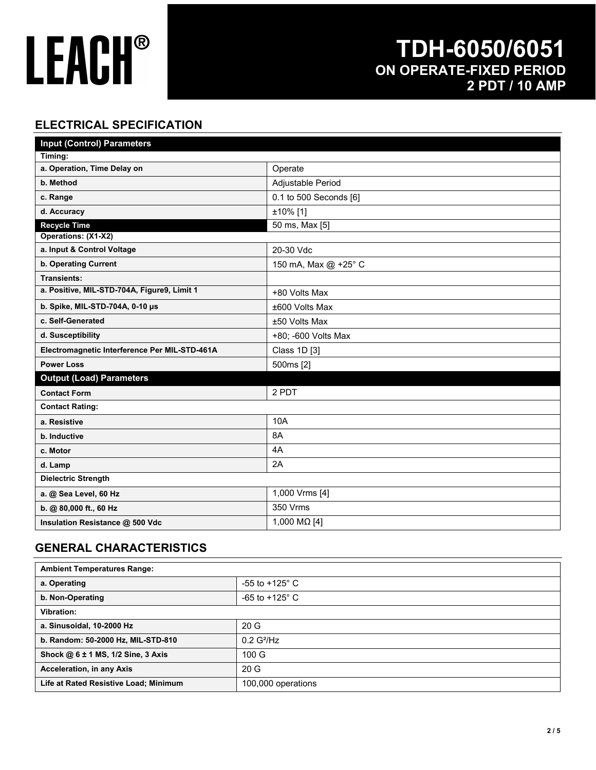# LEACH®

## TDH-6050/6051
## ON OPERATE-FIXED PERIOD
## 2 PDT / 10 AMP

## ELECTRICAL SPECIFICATION

| Input (Control) Parameters | |
|---|---|
| **Timing:** | |
| **a. Operation, Time Delay on** | Operate |
| **b. Method** | Adjustable Period |
| **c. Range** | 0.1 to 500 Seconds [6] |
| **d. Accuracy** | ±10% [1] |
| **Recycle Time** | 50 ms, Max [5] |
| **Operations: (X1-X2)** | |
| **a. Input & Control Voltage** | 20-30 Vdc |
| **b. Operating Current** | 150 mA, Max @ +25° C |
| **Transients:** | |
| **a. Positive, MIL-STD-704A, Figure9, Limit 1** | +80 Volts Max |
| **b. Spike, MIL-STD-704A, 0-10 µs** | ±600 Volts Max |
| **c. Self-Generated** | ±50 Volts Max |
| **d. Susceptibility** | +80; -600 Volts Max |
| **Electromagnetic Interference Per MIL-STD-461A** | Class 1D [3] |
| **Power Loss** | 500ms [2] |
| **Output (Load) Parameters** | |
| **Contact Form** | 2 PDT |
| **Contact Rating:** | |
| **a. Resistive** | 10A |
| **b. Inductive** | 8A |
| **c. Motor** | 4A |
| **d. Lamp** | 2A |
| **Dielectric Strength** | |
| **a. @ Sea Level, 60 Hz** | 1,000 Vrms [4] |
| **b. @ 80,000 ft., 60 Hz** | 350 Vrms |
| **Insulation Resistance @ 500 Vdc** | 1,000 MΩ [4] |

## GENERAL CHARACTERISTICS

| Ambient Temperatures Range: | |
|---|---|
| **a. Operating** | -55 to +125° C |
| **b. Non-Operating** | -65 to +125° C |
| **Vibration:** | |
| **a. Sinusoidal, 10-2000 Hz** | 20 G |
| **b. Random: 50-2000 Hz, MIL-STD-810** | 0.2 $G^2$/Hz |
| **Shock @ 6 ± 1 MS, 1/2 Sine, 3 Axis** | 100 G |
| **Acceleration, in any Axis** | 20 G |
| **Life at Rated Resistive Load; Minimum** | 100,000 operations |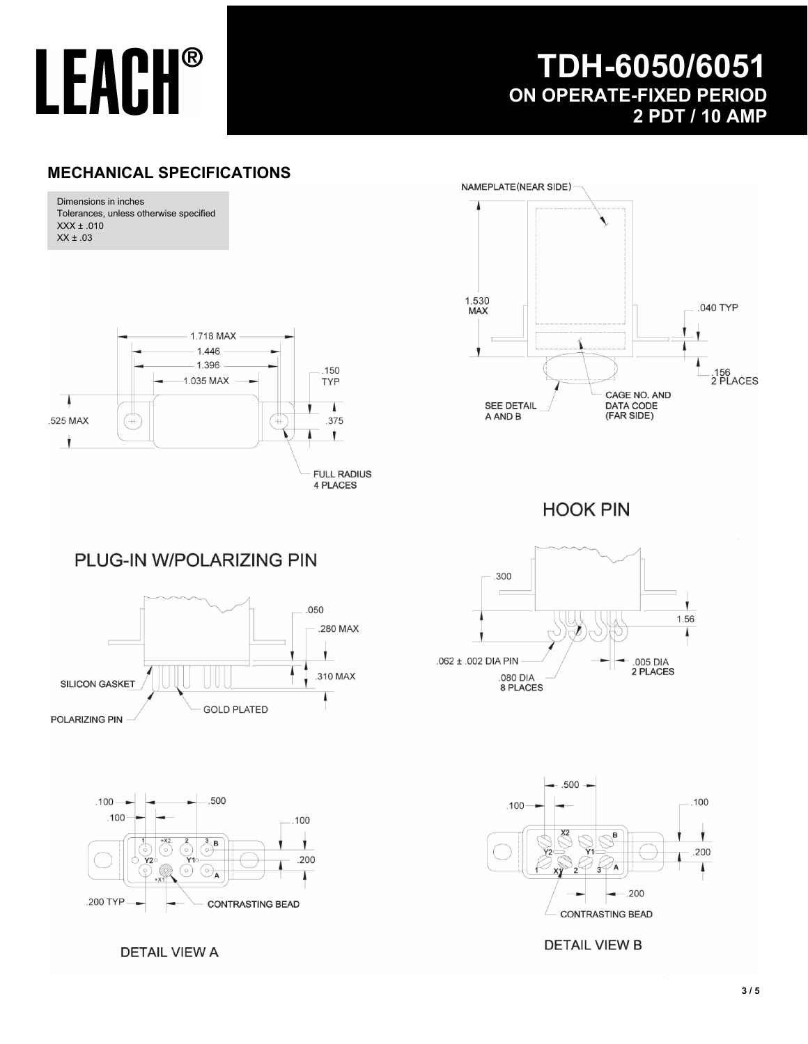# LEACH®

# TDH-6050/6051

## ON OPERATE-FIXED PERIOD

## 2 PDT / 10 AMP

## MECHANICAL SPECIFICATIONS

Dimensions in inches
Tolerances, unless otherwise specified
XXX ± .010
XX ± .03

1.718 MAX
1.446
1.396
1.035 MAX
.150 TYP
.525 MAX
.375
FULL RADIUS 4 PLACES

NAMEPLATE(NEAR SIDE)
1.530 MAX
.040 TYP
.156 2 PLACES
SEE DETAIL A AND B
CAGE NO. AND DATA CODE (FAR SIDE)

### PLUG-IN W/POLARIZING PIN

.050
.280 MAX
.310 MAX
SILICON GASKET
POLARIZING PIN
GOLD PLATED

### HOOK PIN

.300
1.56
.062 ± .002 DIA PIN
.080 DIA 8 PLACES
.005 DIA 2 PLACES

### DETAIL VIEW A

.100
.100
.500
.100
.200
.200 TYP
CONTRASTING BEAD
1, +X2, 2, 3, B, Y2, Y1, +X1, A

### DETAIL VIEW B

.500
.100
.100
.200
.200
CONTRASTING BEAD
X2, B, Y2, Y1, 1, X1, 2, 3, A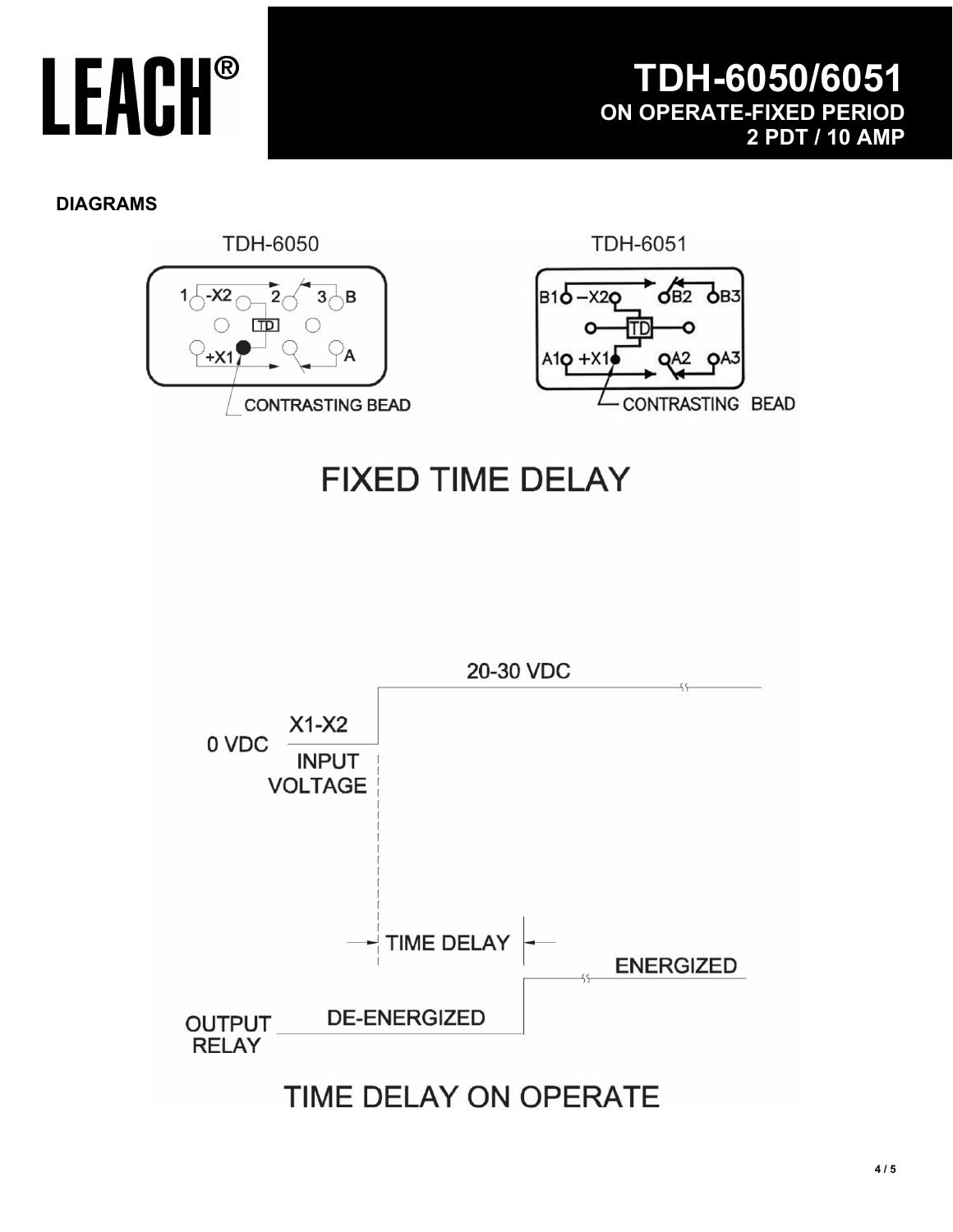# TDH-6050/6051

## ON OPERATE-FIXED PERIOD

## 2 PDT / 10 AMP

**DIAGRAMS**

TDH-6050

1 -X2 2 3 B

TD

+X1 A

CONTRASTING BEAD

TDH-6051

B1 -X2 B2 B3

TD

A1 +X1 A2 A3

CONTRASTING BEAD

FIXED TIME DELAY

20-30 VDC

0 VDC X1-X2 INPUT VOLTAGE

TIME DELAY

ENERGIZED

OUTPUT RELAY DE-ENERGIZED

TIME DELAY ON OPERATE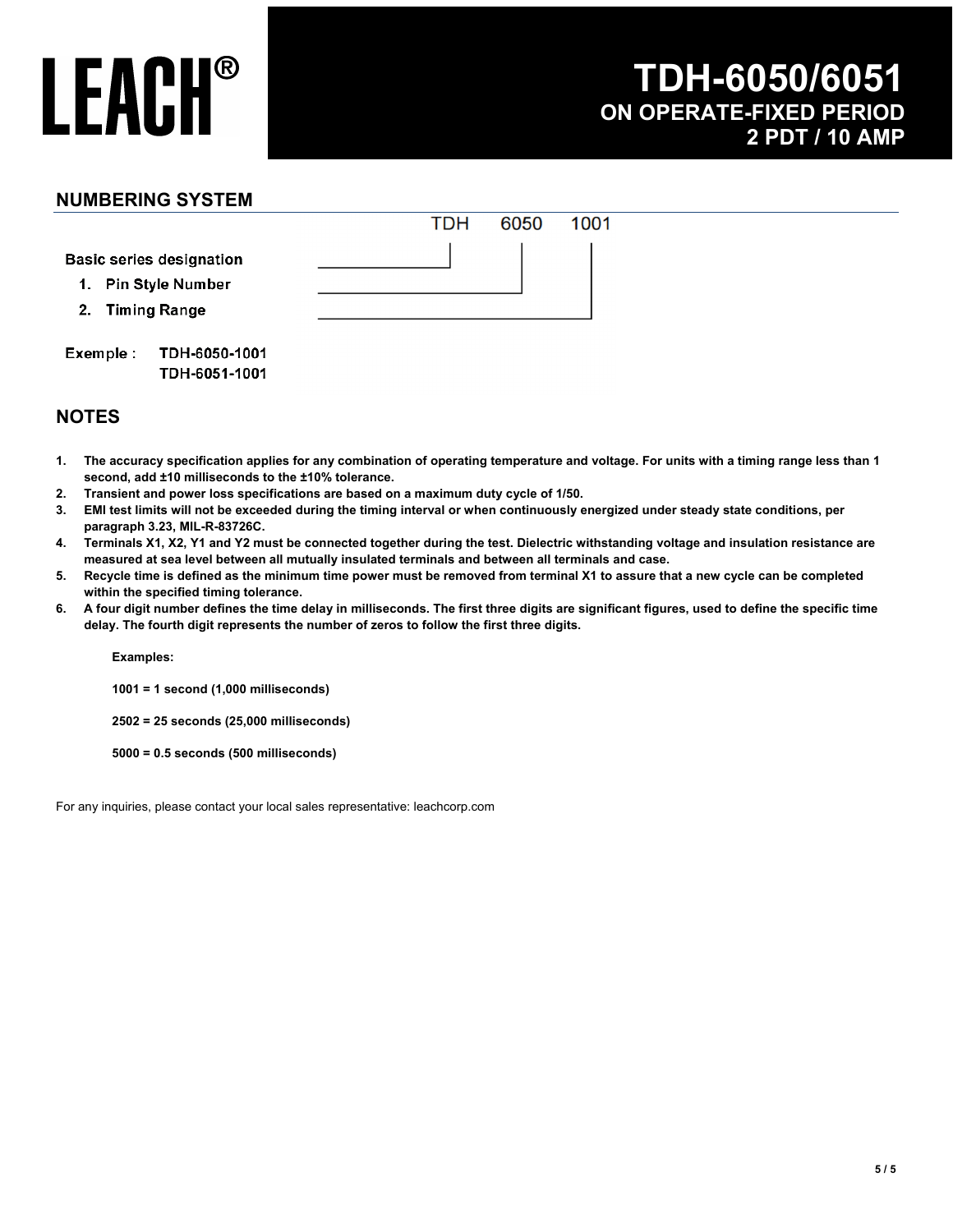# LEACH®

## TDH-6050/6051
## ON OPERATE-FIXED PERIOD
## 2 PDT / 10 AMP

## NUMBERING SYSTEM

TDH 6050 1001

Basic series designation — TDH

1. Pin Style Number — 6050
2. Timing Range — 1001

Exemple : TDH-6050-1001
TDH-6051-1001

## NOTES

1. **The accuracy specification applies for any combination of operating temperature and voltage. For units with a timing range less than 1 second, add ±10 milliseconds to the ±10% tolerance.**
2. **Transient and power loss specifications are based on a maximum duty cycle of 1/50.**
3. **EMI test limits will not be exceeded during the timing interval or when continuously energized under steady state conditions, per paragraph 3.23, MIL-R-83726C.**
4. **Terminals X1, X2, Y1 and Y2 must be connected together during the test. Dielectric withstanding voltage and insulation resistance are measured at sea level between all mutually insulated terminals and between all terminals and case.**
5. **Recycle time is defined as the minimum time power must be removed from terminal X1 to assure that a new cycle can be completed within the specified timing tolerance.**
6. **A four digit number defines the time delay in milliseconds. The first three digits are significant figures, used to define the specific time delay. The fourth digit represents the number of zeros to follow the first three digits.**

   **Examples:**

   **1001 = 1 second (1,000 milliseconds)**

   **2502 = 25 seconds (25,000 milliseconds)**

   **5000 = 0.5 seconds (500 milliseconds)**

For any inquiries, please contact your local sales representative: leachcorp.com